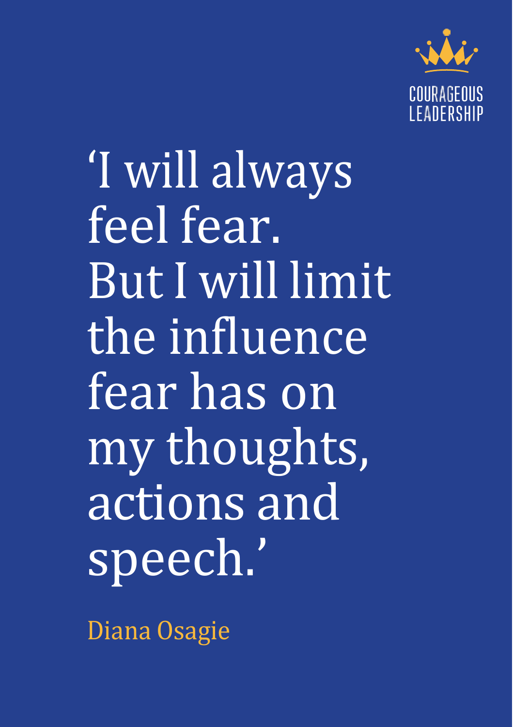COURAGEOUS LEADERSHIP

# 'I will always feel fear. But I will limit the influence fear has on my thoughts, actions and speech.'

Diana Osagie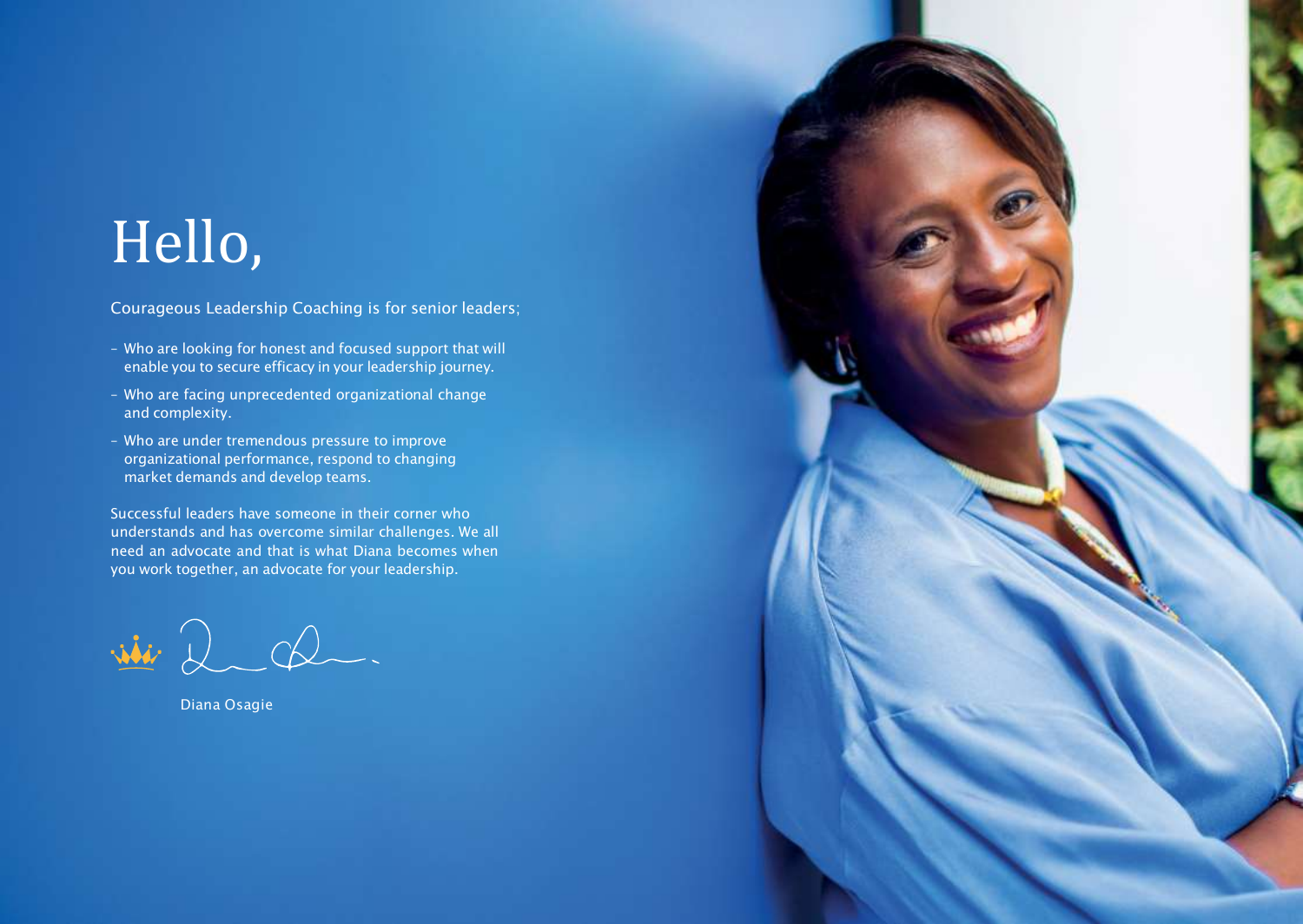# Hello,

Courageous Leadership Coaching is for senior leaders;

- Who are looking for honest and focused support that will enable you to secure efficacy in your leadership journey.
- Who are facing unprecedented organizational change and complexity.
- Who are under tremendous pressure to improve organizational performance, respond to changing market demands and develop teams.

Successful leaders have someone in their corner who understands and has overcome similar challenges. We all need an advocate and that is what Diana becomes when you work together, an advocate for your leadership.

Diana Osagie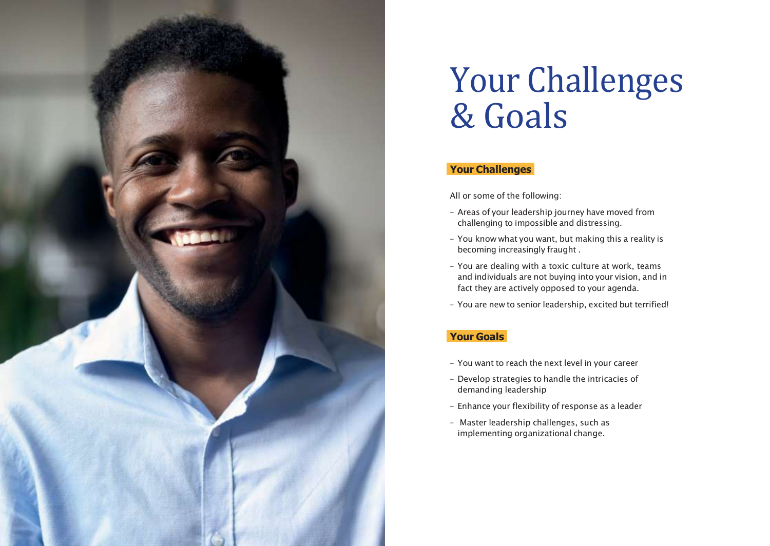# Your Challenges & Goals

## Your Challenges

All or some of the following:

- Areas of your leadership journey have moved from challenging to impossible and distressing.
- You know what you want, but making this a reality is becoming increasingly fraught .
- You are dealing with a toxic culture at work, teams and individuals are not buying into your vision, and in fact they are actively opposed to your agenda.
- You are new to senior leadership, excited but terrified!

## Your Goals

- You want to reach the next level in your career
- Develop strategies to handle the intricacies of demanding leadership
- Enhance your flexibility of response as a leader
- Master leadership challenges, such as implementing organizational change.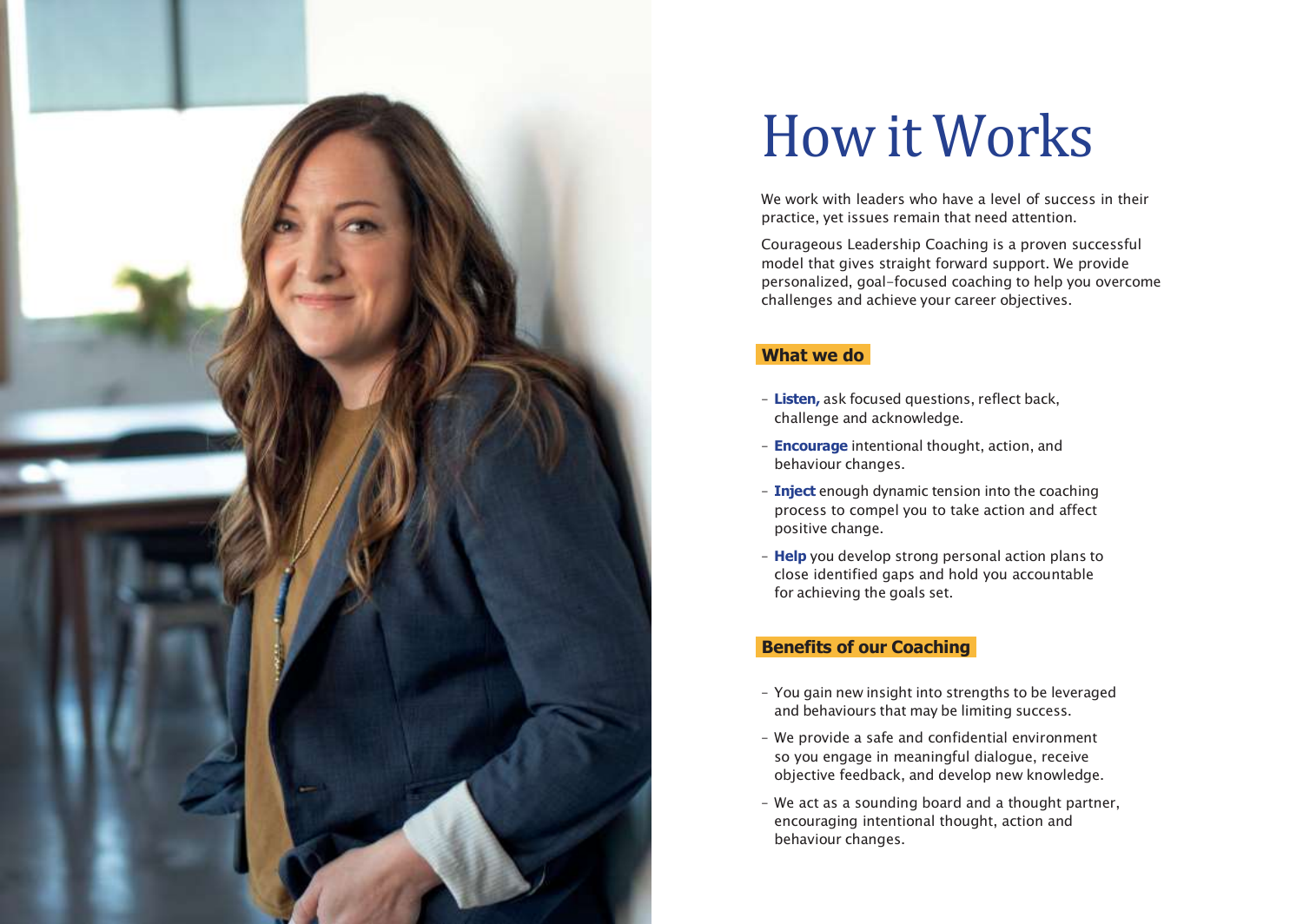# How it Works

We work with leaders who have a level of success in their practice, yet issues remain that need attention.

Courageous Leadership Coaching is a proven successful model that gives straight forward support. We provide personalized, goal-focused coaching to help you overcome challenges and achieve your career objectives.

## What we do

- **Listen,** ask focused questions, reflect back, challenge and acknowledge.
- **Encourage** intentional thought, action, and behaviour changes.
- **Inject** enough dynamic tension into the coaching process to compel you to take action and affect positive change.
- **Help** you develop strong personal action plans to close identified gaps and hold you accountable for achieving the goals set.

## Benefits of our Coaching

- You gain new insight into strengths to be leveraged and behaviours that may be limiting success.
- We provide a safe and confidential environment so you engage in meaningful dialogue, receive objective feedback, and develop new knowledge.
- We act as a sounding board and a thought partner, encouraging intentional thought, action and behaviour changes.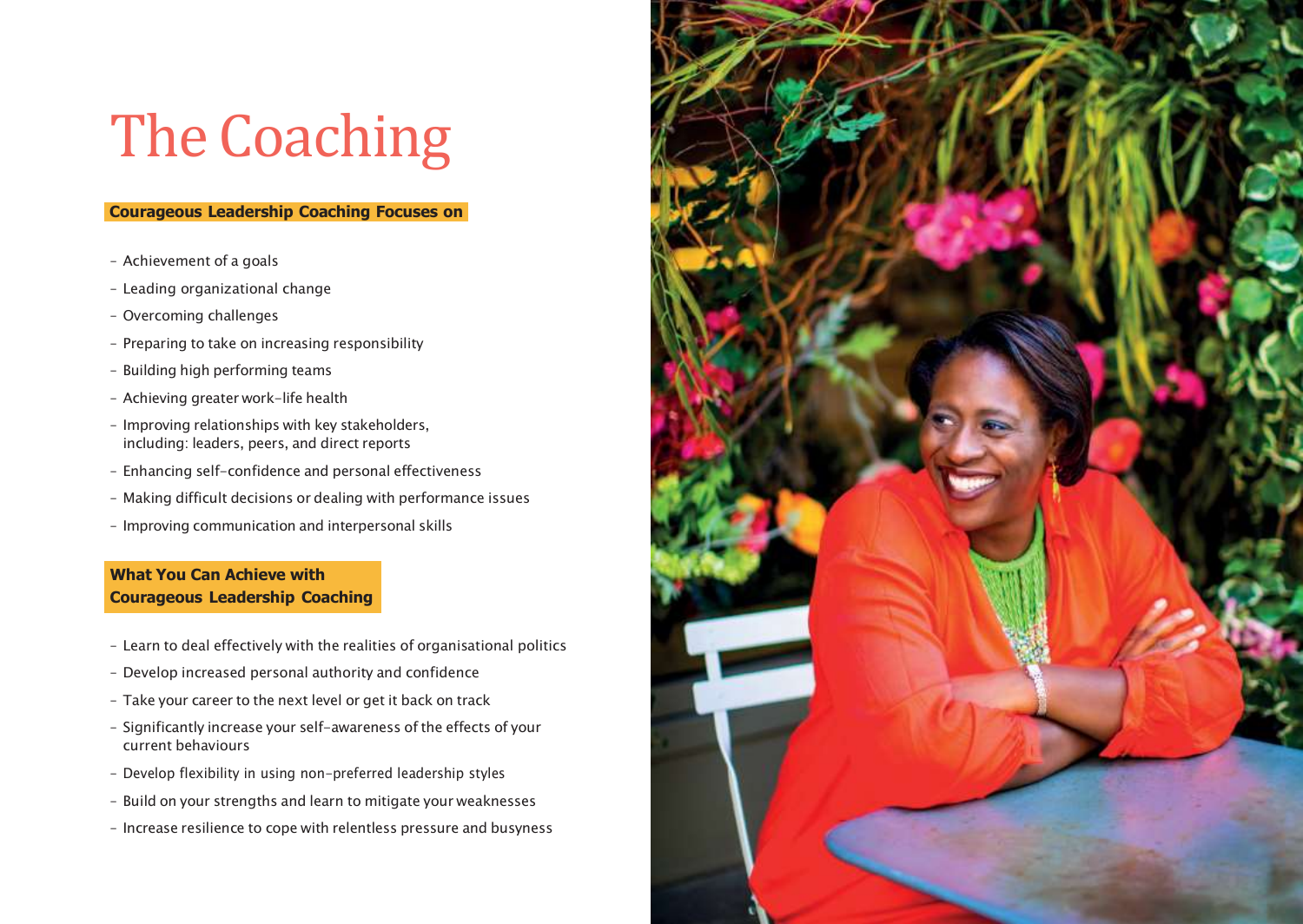# The Coaching

**Courageous Leadership Coaching Focuses on**

- Achievement of a goals
- Leading organizational change
- Overcoming challenges
- Preparing to take on increasing responsibility
- Building high performing teams
- Achieving greater work-life health
- Improving relationships with key stakeholders, including: leaders, peers, and direct reports
- Enhancing self-confidence and personal effectiveness
- Making difficult decisions or dealing with performance issues
- Improving communication and interpersonal skills

**What You Can Achieve with Courageous Leadership Coaching**

- Learn to deal effectively with the realities of organisational politics
- Develop increased personal authority and confidence
- Take your career to the next level or get it back on track
- Significantly increase your self-awareness of the effects of your current behaviours
- Develop flexibility in using non-preferred leadership styles
- Build on your strengths and learn to mitigate your weaknesses
- Increase resilience to cope with relentless pressure and busyness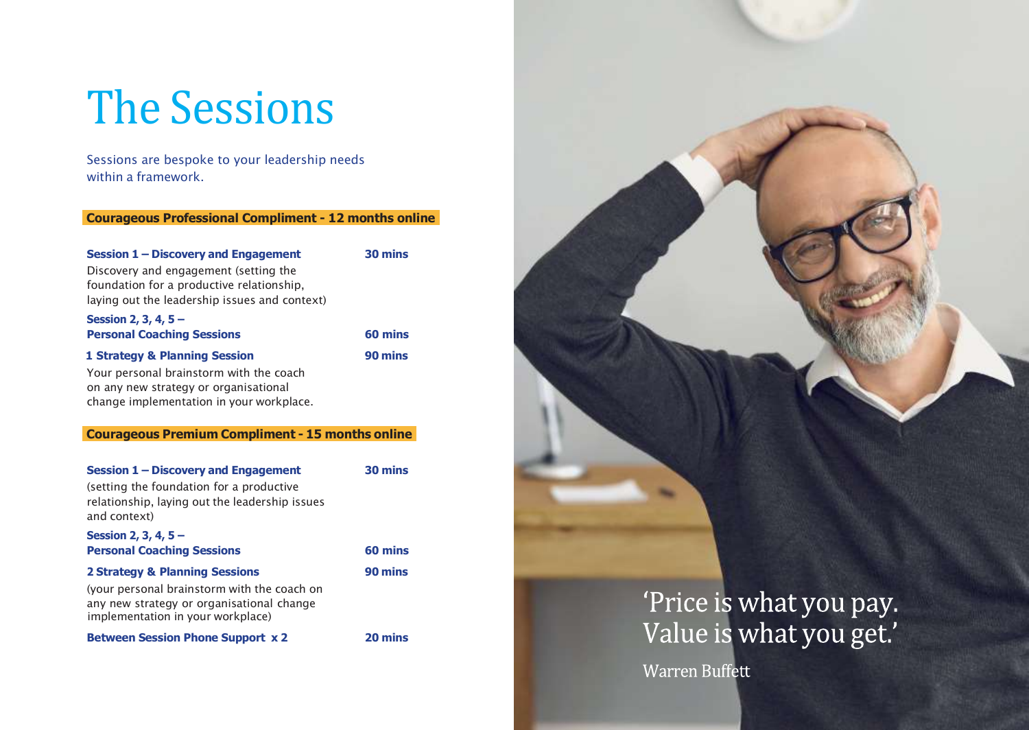# The Sessions

Sessions are bespoke to your leadership needs within a framework.

## Courageous Professional Compliment - 12 months online

**Session 1 – Discovery and Engagement** — **30 mins**

Discovery and engagement (setting the foundation for a productive relationship, laying out the leadership issues and context)

**Session 2, 3, 4, 5 – Personal Coaching Sessions** — **60 mins**

**1 Strategy & Planning Session** — **90 mins**

Your personal brainstorm with the coach on any new strategy or organisational change implementation in your workplace.

## Courageous Premium Compliment - 15 months online

**Session 1 – Discovery and Engagement** — **30 mins**

(setting the foundation for a productive relationship, laying out the leadership issues and context)

**Session 2, 3, 4, 5 – Personal Coaching Sessions** — **60 mins**

**2 Strategy & Planning Sessions** — **90 mins**

(your personal brainstorm with the coach on any new strategy or organisational change implementation in your workplace)

**Between Session Phone Support x 2** — **20 mins**

'Price is what you pay. Value is what you get.'

Warren Buffett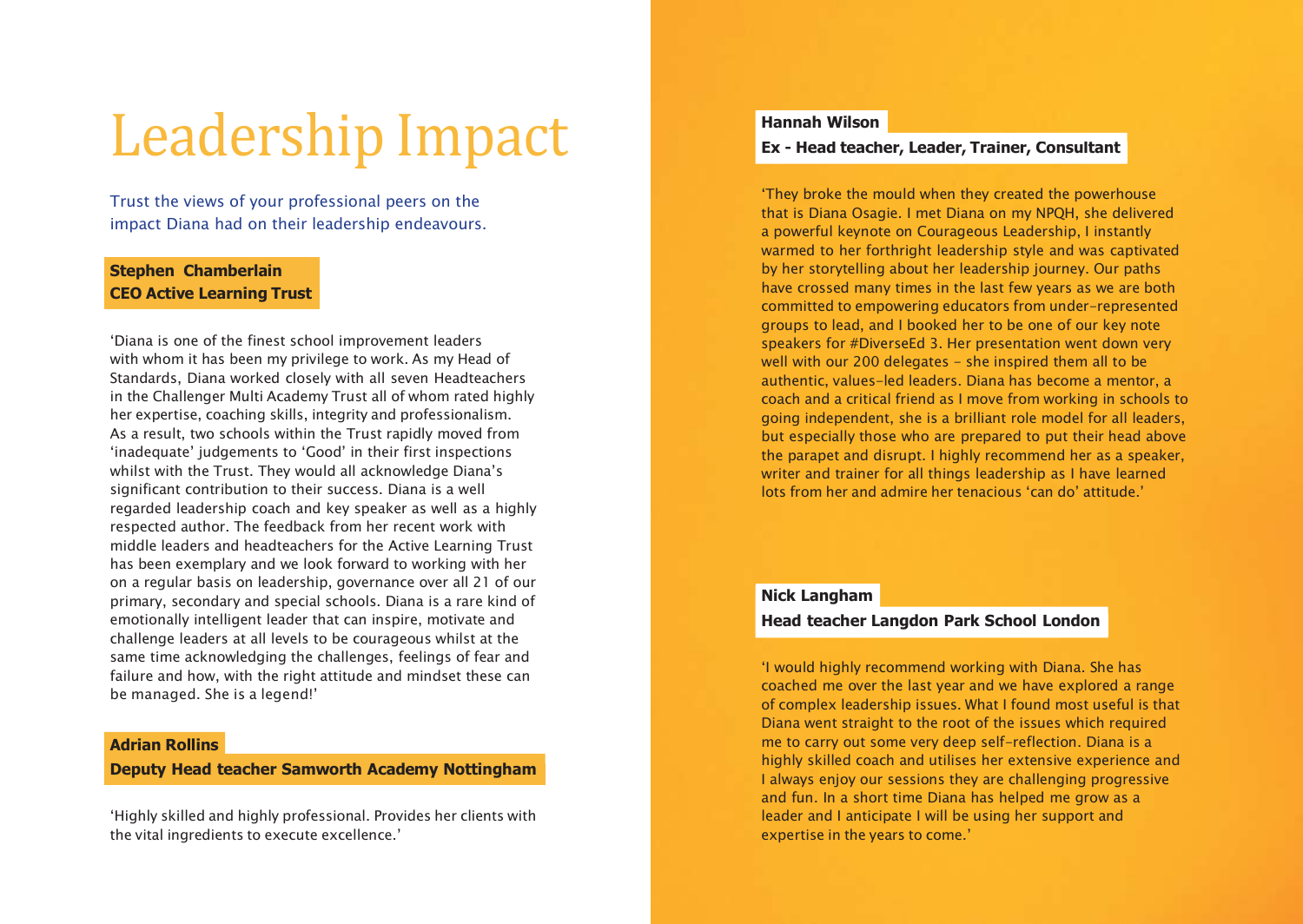# Leadership Impact

Trust the views of your professional peers on the impact Diana had on their leadership endeavours.

**Stephen Chamberlain**
**CEO Active Learning Trust**

'Diana is one of the finest school improvement leaders with whom it has been my privilege to work. As my Head of Standards, Diana worked closely with all seven Headteachers in the Challenger Multi Academy Trust all of whom rated highly her expertise, coaching skills, integrity and professionalism. As a result, two schools within the Trust rapidly moved from 'inadequate' judgements to 'Good' in their first inspections whilst with the Trust. They would all acknowledge Diana's significant contribution to their success. Diana is a well regarded leadership coach and key speaker as well as a highly respected author. The feedback from her recent work with middle leaders and headteachers for the Active Learning Trust has been exemplary and we look forward to working with her on a regular basis on leadership, governance over all 21 of our primary, secondary and special schools. Diana is a rare kind of emotionally intelligent leader that can inspire, motivate and challenge leaders at all levels to be courageous whilst at the same time acknowledging the challenges, feelings of fear and failure and how, with the right attitude and mindset these can be managed. She is a legend!'

**Adrian Rollins**
**Deputy Head teacher Samworth Academy Nottingham**

'Highly skilled and highly professional. Provides her clients with the vital ingredients to execute excellence.'

**Hannah Wilson**
**Ex - Head teacher, Leader, Trainer, Consultant**

'They broke the mould when they created the powerhouse that is Diana Osagie. I met Diana on my NPQH, she delivered a powerful keynote on Courageous Leadership, I instantly warmed to her forthright leadership style and was captivated by her storytelling about her leadership journey. Our paths have crossed many times in the last few years as we are both committed to empowering educators from under-represented groups to lead, and I booked her to be one of our key note speakers for #DiverseEd 3. Her presentation went down very well with our 200 delegates - she inspired them all to be authentic, values-led leaders. Diana has become a mentor, a coach and a critical friend as I move from working in schools to going independent, she is a brilliant role model for all leaders, but especially those who are prepared to put their head above the parapet and disrupt. I highly recommend her as a speaker, writer and trainer for all things leadership as I have learned lots from her and admire her tenacious 'can do' attitude.'

**Nick Langham**
**Head teacher Langdon Park School London**

'I would highly recommend working with Diana. She has coached me over the last year and we have explored a range of complex leadership issues. What I found most useful is that Diana went straight to the root of the issues which required me to carry out some very deep self-reflection. Diana is a highly skilled coach and utilises her extensive experience and I always enjoy our sessions they are challenging progressive and fun. In a short time Diana has helped me grow as a leader and I anticipate I will be using her support and expertise in the years to come.'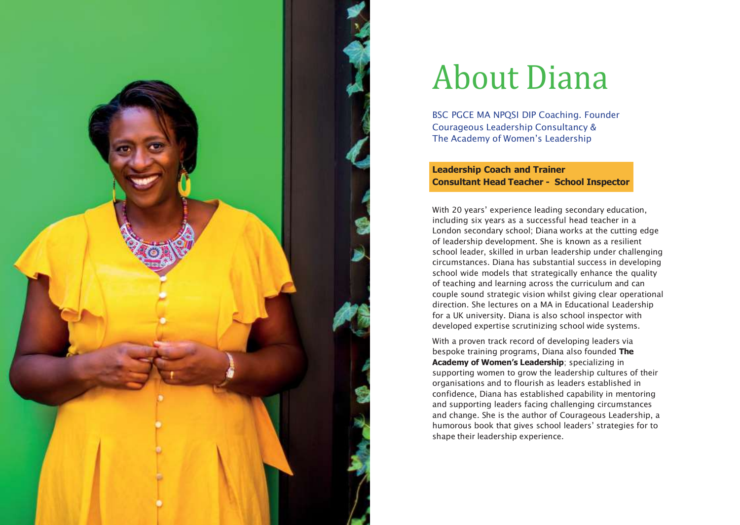# About Diana

BSC PGCE MA NPQSI DIP Coaching. Founder Courageous Leadership Consultancy & The Academy of Women's Leadership

**Leadership Coach and Trainer**
**Consultant Head Teacher - School Inspector**

With 20 years' experience leading secondary education, including six years as a successful head teacher in a London secondary school; Diana works at the cutting edge of leadership development. She is known as a resilient school leader, skilled in urban leadership under challenging circumstances. Diana has substantial success in developing school wide models that strategically enhance the quality of teaching and learning across the curriculum and can couple sound strategic vision whilst giving clear operational direction. She lectures on a MA in Educational Leadership for a UK university. Diana is also school inspector with developed expertise scrutinizing school wide systems.

With a proven track record of developing leaders via bespoke training programs, Diana also founded **The Academy of Women's Leadership**; specializing in supporting women to grow the leadership cultures of their organisations and to flourish as leaders established in confidence, Diana has established capability in mentoring and supporting leaders facing challenging circumstances and change. She is the author of Courageous Leadership, a humorous book that gives school leaders' strategies for to shape their leadership experience.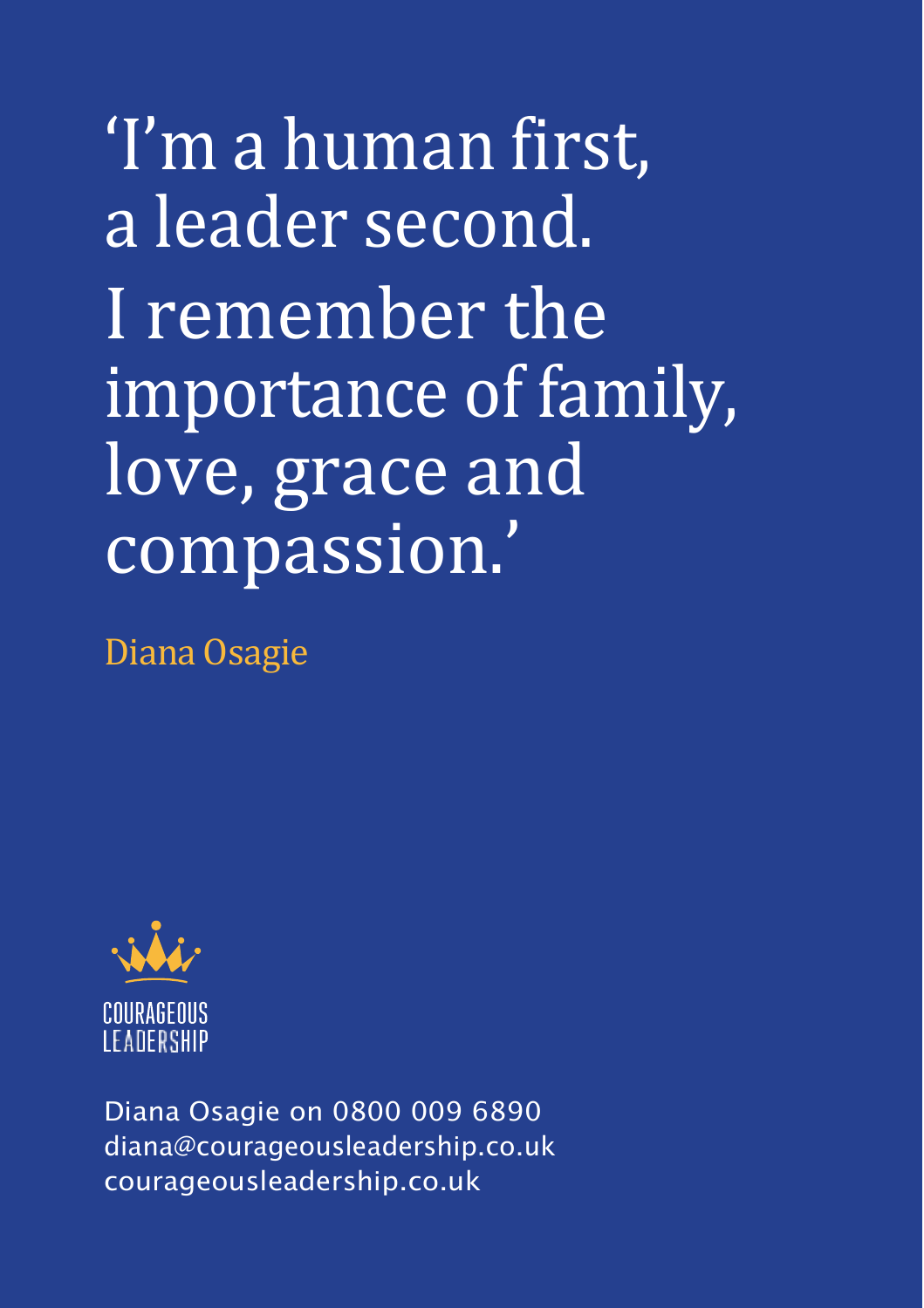‘I’m a human first, a leader second. I remember the importance of family, love, grace and compassion.’

Diana Osagie

COURAGEOUS LEADERSHIP

Diana Osagie on 0800 009 6890
diana@courageousleadership.co.uk
courageousleadership.co.uk